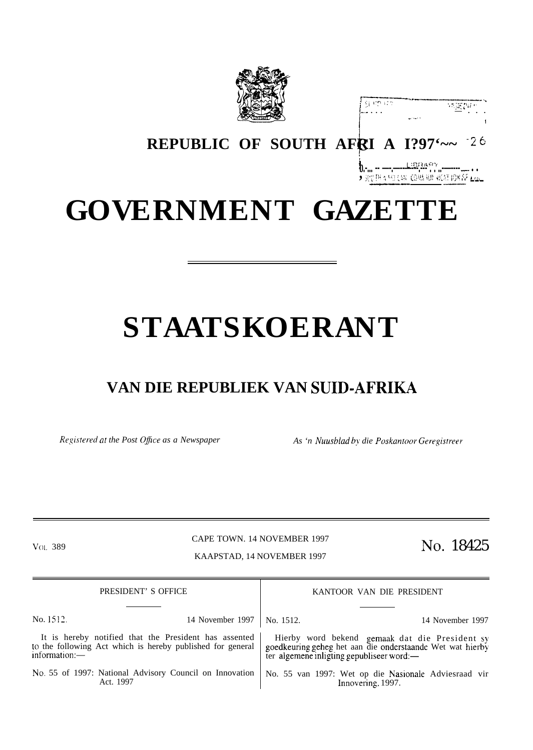# REPUBLIC OF SOUTH AFRICA

# GOVERNMENT GAZETTE

# STAATSKOERANT

## VAN DIE REPUBLIEK VAN SUID-AFRIKA

*Registered at the Post Office as a Newspaper*

*As 'n Nuusblad by die Poskantoor Geregistreer*

VOL. 389

CAPE TOWN, 14 NOVEMBER 1997

KAAPSTAD, 14 NOVEMBER 1997

No. 18425

PRESIDENT'S OFFICE

No. 1512. 14 November 1997

It is hereby notified that the President has assented to the following Act which is hereby published for general information:—

No. 55 of 1997: National Advisory Council on Innovation Act, 1997

KANTOOR VAN DIE PRESIDENT

No. 1512. 14 November 1997

Hierby word bekend gemaak dat die President sy goedkeuring geheg het aan die onderstaande Wet wat hierby ter algemene inligting gepubliseer word:—

No. 55 van 1997: Wet op die Nasionale Adviesraad vir Innovering, 1997.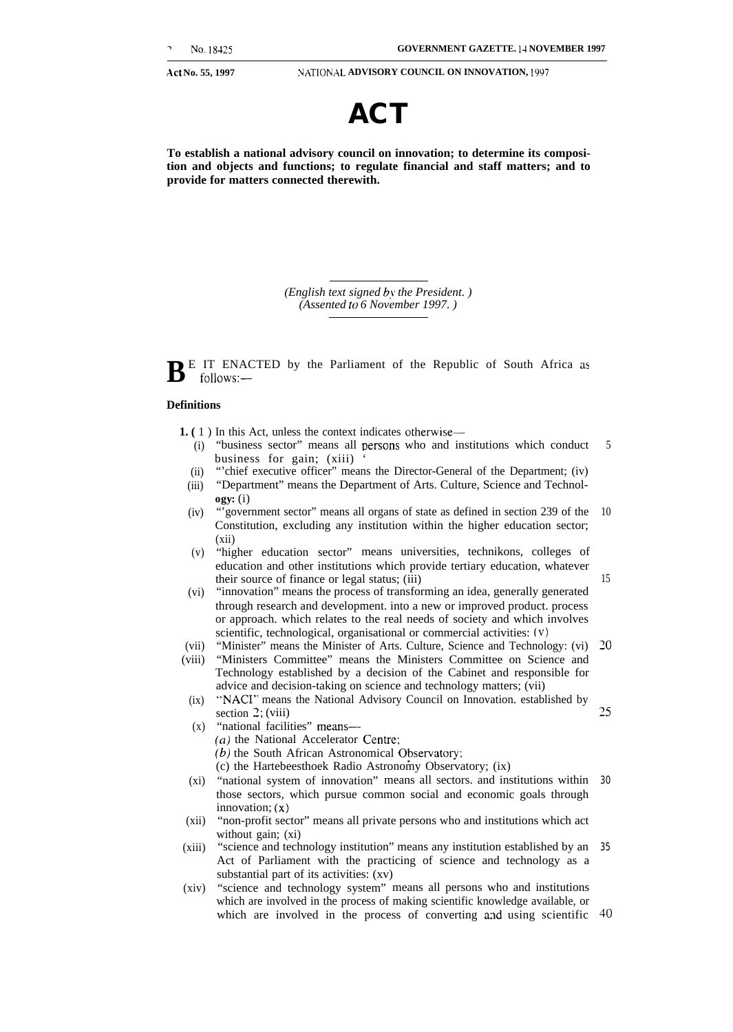# ACT

**To establish a national advisory council on innovation; to determine its composition and objects and functions; to regulate financial and staff matters; and to provide for matters connected therewith.**

*(English text signed by the President.)*
*(Assented to 6 November 1997.)*

**B**E IT ENACTED by the Parliament of the Republic of South Africa as follows:—

**Definitions**

**1.** (1) In this Act, unless the context indicates otherwise—

(i) "business sector" means all persons who and institutions which conduct business for gain; (xiii)

(ii) "chief executive officer" means the Director-General of the Department; (iv)

(iii) "Department" means the Department of Arts. Culture, Science and Technology; (i)

(iv) "government sector" means all organs of state as defined in section 239 of the Constitution, excluding any institution within the higher education sector; (xii)

(v) "higher education sector" means universities, technikons, colleges of education and other institutions which provide tertiary education, whatever their source of finance or legal status; (iii)

(vi) "innovation" means the process of transforming an idea, generally generated through research and development. into a new or improved product. process or approach. which relates to the real needs of society and which involves scientific, technological, organisational or commercial activities: (v)

(vii) "Minister" means the Minister of Arts. Culture, Science and Technology: (vi)

(viii) "Ministers Committee" means the Ministers Committee on Science and Technology established by a decision of the Cabinet and responsible for advice and decision-taking on science and technology matters; (vii)

(ix) "NACI" means the National Advisory Council on Innovation. established by section 2; (viii)

(x) "national facilities" means—
*(a)* the National Accelerator Centre;
*(b)* the South African Astronomical Observatory;
(c) the Hartebeesthoek Radio Astronomy Observatory; (ix)

(xi) "national system of innovation" means all sectors. and institutions within those sectors, which pursue common social and economic goals through innovation; (x)

(xii) "non-profit sector" means all private persons who and institutions which act without gain; (xi)

(xiii) "science and technology institution" means any institution established by an Act of Parliament with the practicing of science and technology as a substantial part of its activities: (xv)

(xiv) "science and technology system" means all persons who and institutions which are involved in the process of making scientific knowledge available, or which are involved in the process of converting and using scientific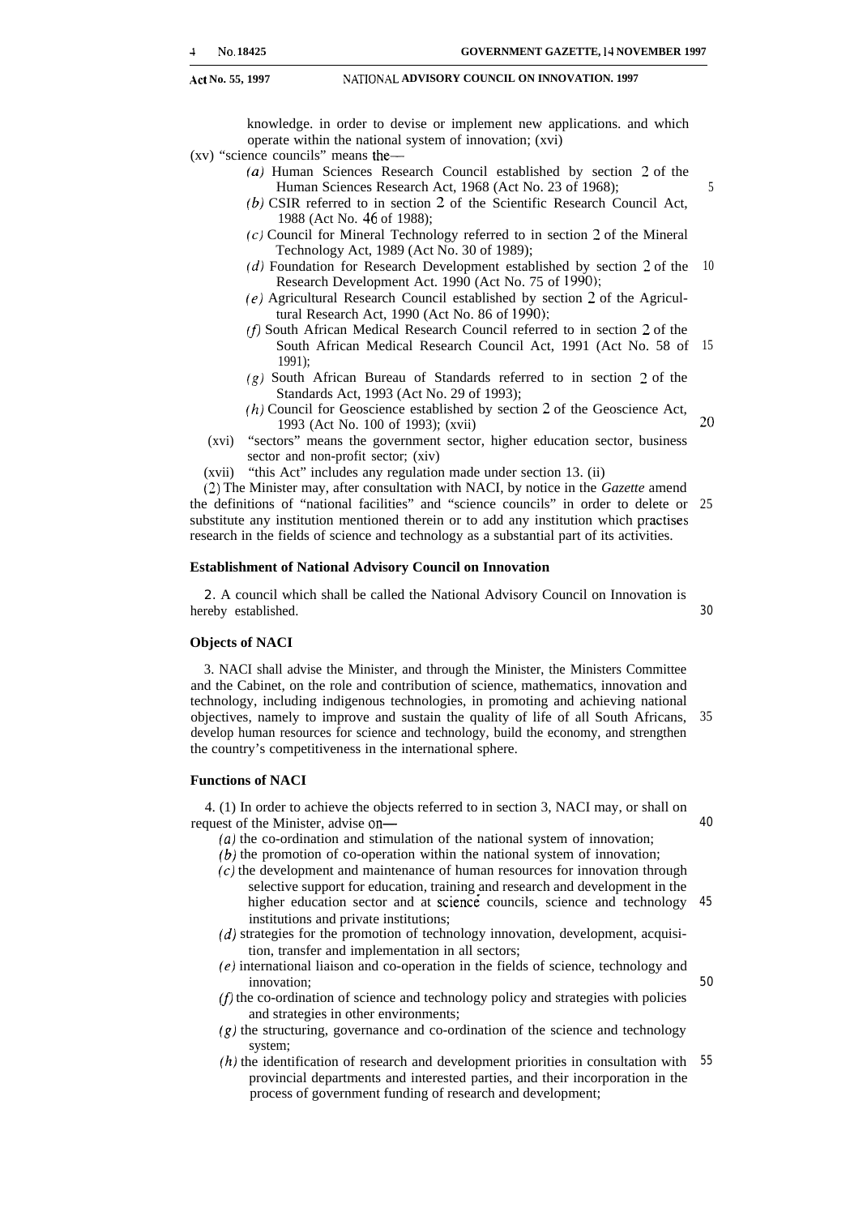knowledge. in order to devise or implement new applications. and which operate within the national system of innovation; (xvi)

(xv) "science councils" means the—

*(a)* Human Sciences Research Council established by section 2 of the Human Sciences Research Act, 1968 (Act No. 23 of 1968);

*(b)* CSIR referred to in section 2 of the Scientific Research Council Act, 1988 (Act No. 46 of 1988);

*(c)* Council for Mineral Technology referred to in section 2 of the Mineral Technology Act, 1989 (Act No. 30 of 1989);

*(d)* Foundation for Research Development established by section 2 of the Research Development Act. 1990 (Act No. 75 of 1990);

*(e)* Agricultural Research Council established by section 2 of the Agricultural Research Act, 1990 (Act No. 86 of 1990);

*(f)* South African Medical Research Council referred to in section 2 of the South African Medical Research Council Act, 1991 (Act No. 58 of 1991);

*(g)* South African Bureau of Standards referred to in section 2 of the Standards Act, 1993 (Act No. 29 of 1993);

*(h)* Council for Geoscience established by section 2 of the Geoscience Act, 1993 (Act No. 100 of 1993); (xvii)

(xvi) "sectors" means the government sector, higher education sector, business sector and non-profit sector; (xiv)

(xvii) "this Act" includes any regulation made under section 13. (ii)

(2) The Minister may, after consultation with NACI, by notice in the *Gazette* amend the definitions of "national facilities" and "science councils" in order to delete or substitute any institution mentioned therein or to add any institution which practises research in the fields of science and technology as a substantial part of its activities.

**Establishment of National Advisory Council on Innovation**

2. A council which shall be called the National Advisory Council on Innovation is hereby established.

**Objects of NACI**

3. NACI shall advise the Minister, and through the Minister, the Ministers Committee and the Cabinet, on the role and contribution of science, mathematics, innovation and technology, including indigenous technologies, in promoting and achieving national objectives, namely to improve and sustain the quality of life of all South Africans, develop human resources for science and technology, build the economy, and strengthen the country's competitiveness in the international sphere.

**Functions of NACI**

4. (1) In order to achieve the objects referred to in section 3, NACI may, or shall on request of the Minister, advise on—

*(a)* the co-ordination and stimulation of the national system of innovation;

*(b)* the promotion of co-operation within the national system of innovation;

*(c)* the development and maintenance of human resources for innovation through selective support for education, training and research and development in the higher education sector and at science councils, science and technology institutions and private institutions;

*(d)* strategies for the promotion of technology innovation, development, acquisition, transfer and implementation in all sectors;

*(e)* international liaison and co-operation in the fields of science, technology and innovation;

*(f)* the co-ordination of science and technology policy and strategies with policies and strategies in other environments;

*(g)* the structuring, governance and co-ordination of the science and technology system;

*(h)* the identification of research and development priorities in consultation with provincial departments and interested parties, and their incorporation in the process of government funding of research and development;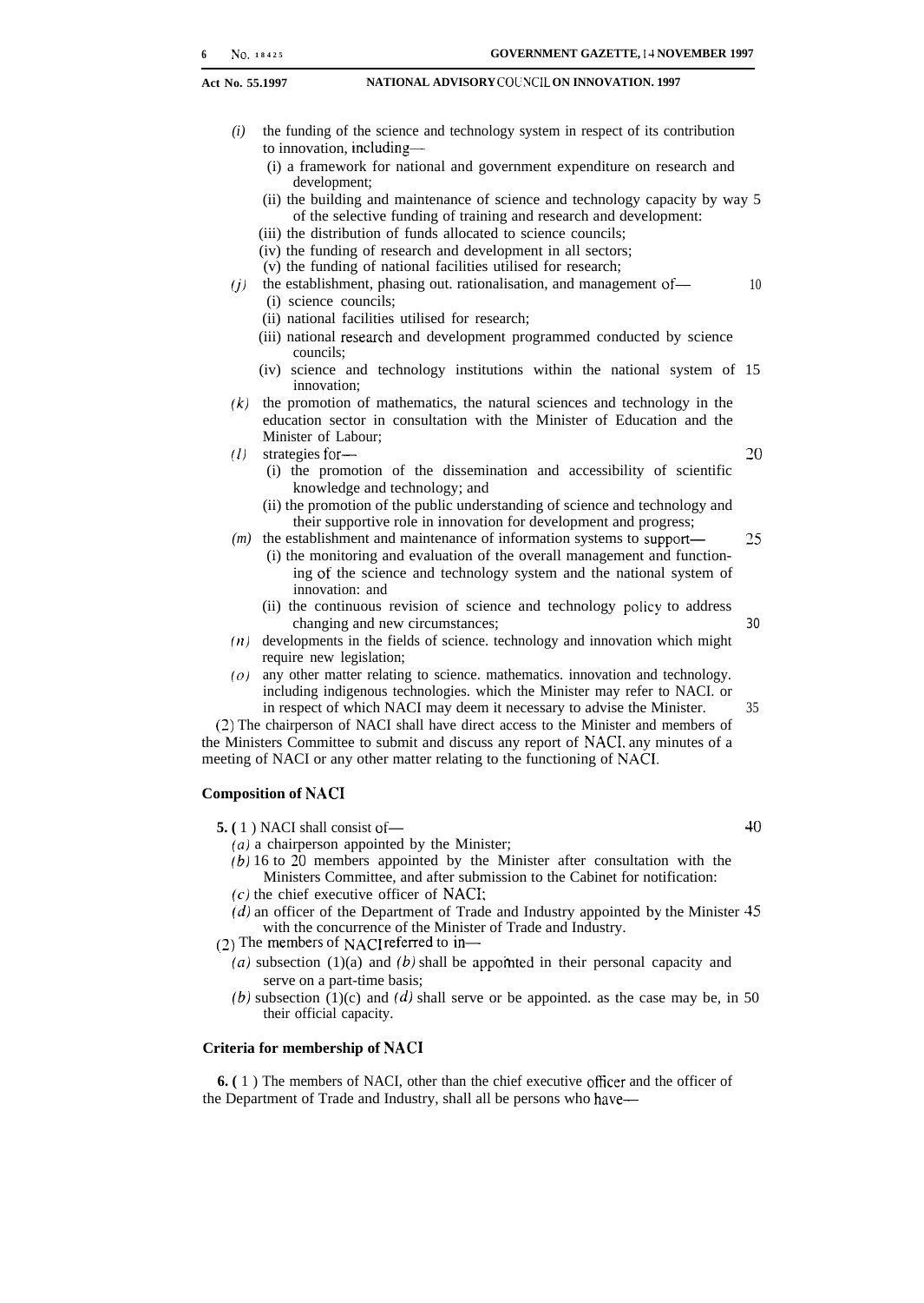(*i*) the funding of the science and technology system in respect of its contribution to innovation, including—

  (i) a framework for national and government expenditure on research and development;

  (ii) the building and maintenance of science and technology capacity by way of the selective funding of training and research and development:

  (iii) the distribution of funds allocated to science councils;

  (iv) the funding of research and development in all sectors;

  (v) the funding of national facilities utilised for research;

(*j*) the establishment, phasing out. rationalisation, and management of—

  (i) science councils;

  (ii) national facilities utilised for research;

  (iii) national research and development programmed conducted by science councils;

  (iv) science and technology institutions within the national system of innovation;

(*k*) the promotion of mathematics, the natural sciences and technology in the education sector in consultation with the Minister of Education and the Minister of Labour;

(*l*) strategies for—

  (i) the promotion of the dissemination and accessibility of scientific knowledge and technology; and

  (ii) the promotion of the public understanding of science and technology and their supportive role in innovation for development and progress;

(*m*) the establishment and maintenance of information systems to support—

  (i) the monitoring and evaluation of the overall management and functioning of the science and technology system and the national system of innovation: and

  (ii) the continuous revision of science and technology policy to address changing and new circumstances;

(*n*) developments in the fields of science. technology and innovation which might require new legislation;

(*o*) any other matter relating to science. mathematics. innovation and technology. including indigenous technologies. which the Minister may refer to NACI. or in respect of which NACI may deem it necessary to advise the Minister.

(2) The chairperson of NACI shall have direct access to the Minister and members of the Ministers Committee to submit and discuss any report of NACI. any minutes of a meeting of NACI or any other matter relating to the functioning of NACI.

**Composition of NACI**

**5.** (1) NACI shall consist of—

(*a*) a chairperson appointed by the Minister;

(*b*) 16 to 20 members appointed by the Minister after consultation with the Ministers Committee, and after submission to the Cabinet for notification:

(*c*) the chief executive officer of NACI;

(*d*) an officer of the Department of Trade and Industry appointed by the Minister with the concurrence of the Minister of Trade and Industry.

(2) The members of NACI referred to in—

(*a*) subsection (1)(a) and (*b*) shall be appointed in their personal capacity and serve on a part-time basis;

(*b*) subsection (1)(c) and (*d*) shall serve or be appointed. as the case may be, in their official capacity.

**Criteria for membership of NACI**

**6.** (1) The members of NACI, other than the chief executive officer and the officer of the Department of Trade and Industry, shall all be persons who have—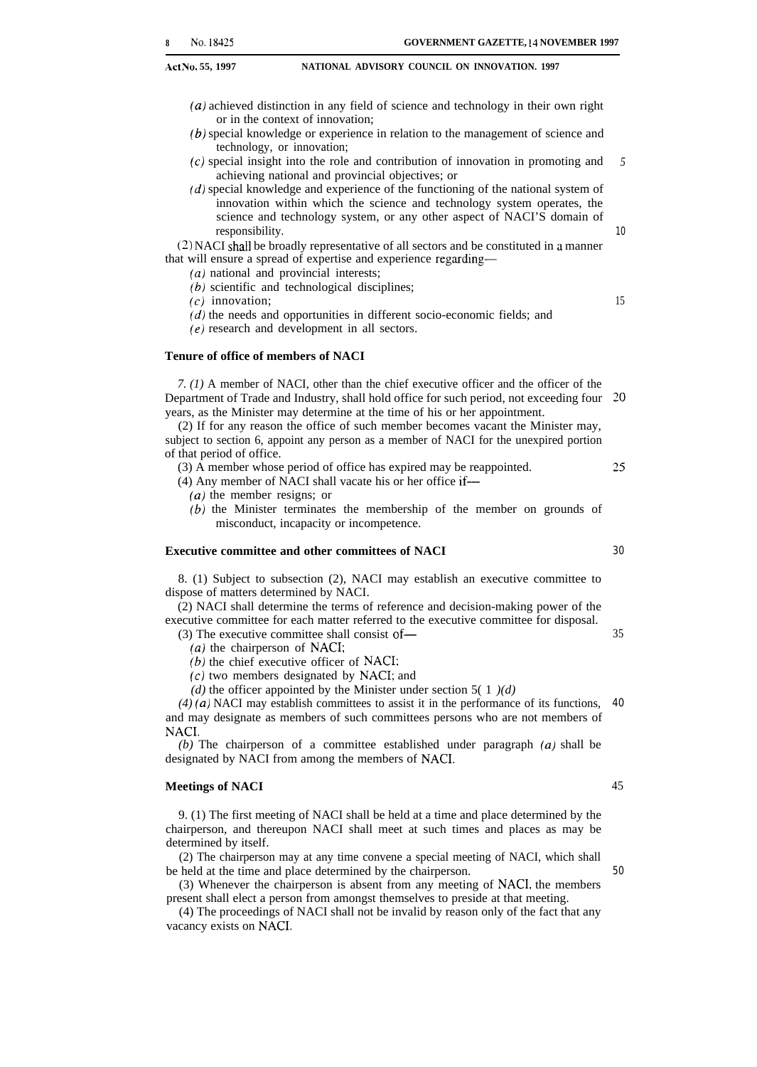(*a*) achieved distinction in any field of science and technology in their own right or in the context of innovation;

(*b*) special knowledge or experience in relation to the management of science and technology, or innovation;

(*c*) special insight into the role and contribution of innovation in promoting and achieving national and provincial objectives; or

(*d*) special knowledge and experience of the functioning of the national system of innovation within which the science and technology system operates, the science and technology system, or any other aspect of NACI'S domain of responsibility.

(2) NACI shall be broadly representative of all sectors and be constituted in a manner that will ensure a spread of expertise and experience regarding—

(*a*) national and provincial interests;

(*b*) scientific and technological disciplines;

(*c*) innovation;

(*d*) the needs and opportunities in different socio-economic fields; and

(*e*) research and development in all sectors.

**Tenure of office of members of NACI**

*7. (1)* A member of NACI, other than the chief executive officer and the officer of the Department of Trade and Industry, shall hold office for such period, not exceeding four years, as the Minister may determine at the time of his or her appointment.

(2) If for any reason the office of such member becomes vacant the Minister may, subject to section 6, appoint any person as a member of NACI for the unexpired portion of that period of office.

(3) A member whose period of office has expired may be reappointed.

(4) Any member of NACI shall vacate his or her office if—

(*a*) the member resigns; or

(*b*) the Minister terminates the membership of the member on grounds of misconduct, incapacity or incompetence.

**Executive committee and other committees of NACI**

8. (1) Subject to subsection (2), NACI may establish an executive committee to dispose of matters determined by NACI.

(2) NACI shall determine the terms of reference and decision-making power of the executive committee for each matter referred to the executive committee for disposal.

(3) The executive committee shall consist of—

(*a*) the chairperson of NACI;

(*b*) the chief executive officer of NACI;

(*c*) two members designated by NACI; and

(*d*) the officer appointed by the Minister under section 5(1)(*d*)

*(4)* (*a*) NACI may establish committees to assist it in the performance of its functions, and may designate as members of such committees persons who are not members of NACI.

*(b)* The chairperson of a committee established under paragraph (*a*) shall be designated by NACI from among the members of NACI.

**Meetings of NACI**

9. (1) The first meeting of NACI shall be held at a time and place determined by the chairperson, and thereupon NACI shall meet at such times and places as may be determined by itself.

(2) The chairperson may at any time convene a special meeting of NACI, which shall be held at the time and place determined by the chairperson.

(3) Whenever the chairperson is absent from any meeting of NACI, the members present shall elect a person from amongst themselves to preside at that meeting.

(4) The proceedings of NACI shall not be invalid by reason only of the fact that any vacancy exists on NACI.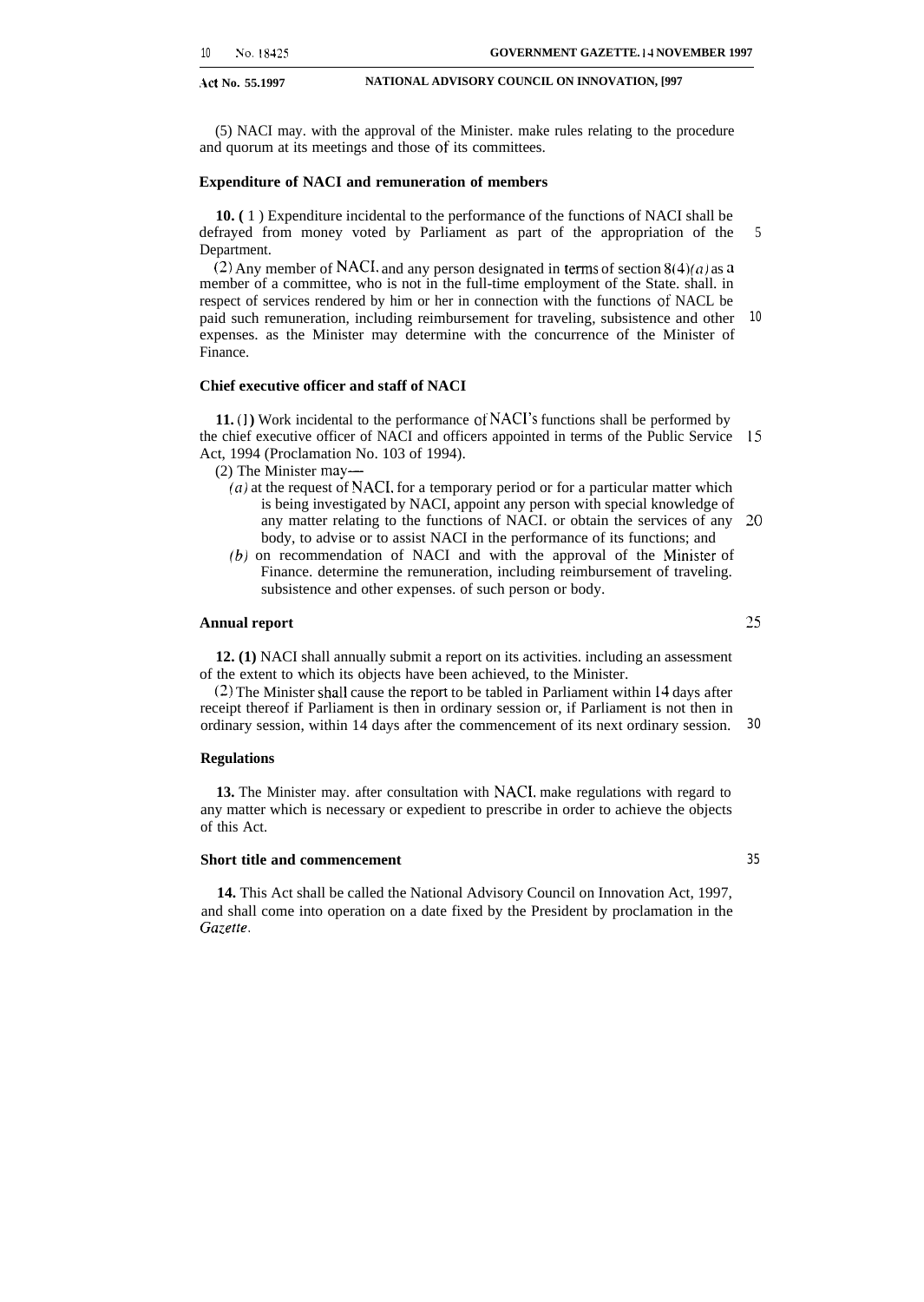(5) NACI may. with the approval of the Minister. make rules relating to the procedure and quorum at its meetings and those of its committees.

**Expenditure of NACI and remuneration of members**

**10.** (1) Expenditure incidental to the performance of the functions of NACI shall be defrayed from money voted by Parliament as part of the appropriation of the Department.

(2) Any member of NACI, and any person designated in terms of section 8(4)*(a)* as a member of a committee, who is not in the full-time employment of the State. shall. in respect of services rendered by him or her in connection with the functions of NACL be paid such remuneration, including reimbursement for traveling, subsistence and other expenses. as the Minister may determine with the concurrence of the Minister of Finance.

**Chief executive officer and staff of NACI**

**11.** (1) Work incidental to the performance of NACI's functions shall be performed by the chief executive officer of NACI and officers appointed in terms of the Public Service Act, 1994 (Proclamation No. 103 of 1994).

(2) The Minister may—

*(a)* at the request of NACI, for a temporary period or for a particular matter which is being investigated by NACI, appoint any person with special knowledge of any matter relating to the functions of NACI. or obtain the services of any body, to advise or to assist NACI in the performance of its functions; and

*(b)* on recommendation of NACI and with the approval of the Minister of Finance. determine the remuneration, including reimbursement of traveling. subsistence and other expenses. of such person or body.

**Annual report**

**12. (1)** NACI shall annually submit a report on its activities. including an assessment of the extent to which its objects have been achieved, to the Minister.

(2) The Minister shall cause the report to be tabled in Parliament within 14 days after receipt thereof if Parliament is then in ordinary session or, if Parliament is not then in ordinary session, within 14 days after the commencement of its next ordinary session.

**Regulations**

**13.** The Minister may. after consultation with NACI, make regulations with regard to any matter which is necessary or expedient to prescribe in order to achieve the objects of this Act.

**Short title and commencement**

**14.** This Act shall be called the National Advisory Council on Innovation Act, 1997, and shall come into operation on a date fixed by the President by proclamation in the *Gazette*.